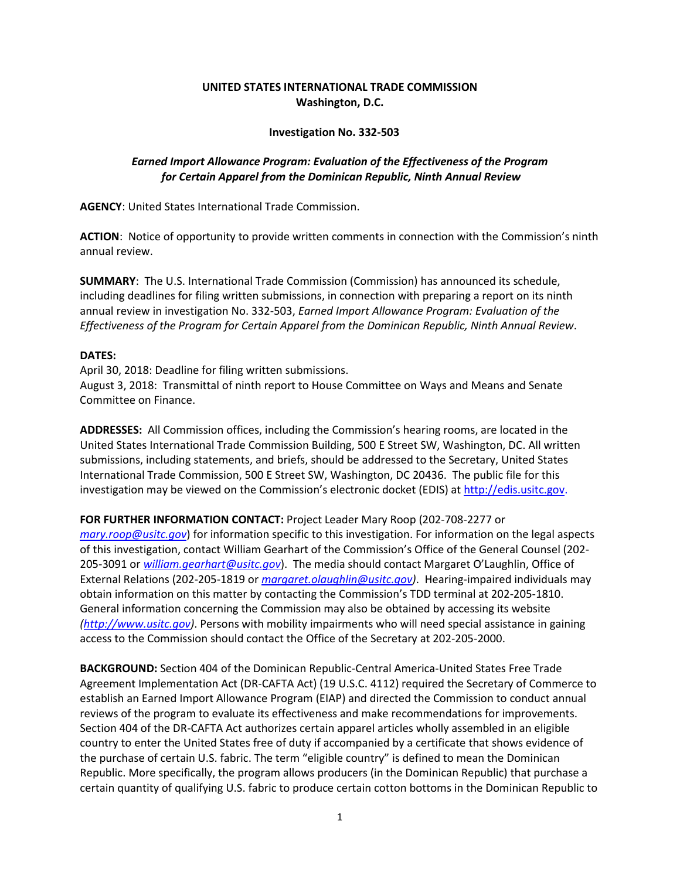**UNITED STATES INTERNATIONAL TRADE COMMISSION**
**Washington, D.C.**

**Investigation No. 332-503**

***Earned Import Allowance Program: Evaluation of the Effectiveness of the Program for Certain Apparel from the Dominican Republic, Ninth Annual Review***

**AGENCY**: United States International Trade Commission.

**ACTION**: Notice of opportunity to provide written comments in connection with the Commission's ninth annual review.

**SUMMARY**: The U.S. International Trade Commission (Commission) has announced its schedule, including deadlines for filing written submissions, in connection with preparing a report on its ninth annual review in investigation No. 332-503, *Earned Import Allowance Program: Evaluation of the Effectiveness of the Program for Certain Apparel from the Dominican Republic, Ninth Annual Review*.

**DATES:**
April 30, 2018: Deadline for filing written submissions.
August 3, 2018: Transmittal of ninth report to House Committee on Ways and Means and Senate Committee on Finance.

**ADDRESSES:** All Commission offices, including the Commission's hearing rooms, are located in the United States International Trade Commission Building, 500 E Street SW, Washington, DC. All written submissions, including statements, and briefs, should be addressed to the Secretary, United States International Trade Commission, 500 E Street SW, Washington, DC 20436. The public file for this investigation may be viewed on the Commission's electronic docket (EDIS) at http://edis.usitc.gov.

**FOR FURTHER INFORMATION CONTACT:** Project Leader Mary Roop (202-708-2277 or *mary.roop@usitc.gov*) for information specific to this investigation. For information on the legal aspects of this investigation, contact William Gearhart of the Commission's Office of the General Counsel (202-205-3091 or *william.gearhart@usitc.gov*). The media should contact Margaret O'Laughlin, Office of External Relations (202-205-1819 or *margaret.olaughlin@usitc.gov)*. Hearing-impaired individuals may obtain information on this matter by contacting the Commission's TDD terminal at 202-205-1810. General information concerning the Commission may also be obtained by accessing its website *(http://www.usitc.gov)*. Persons with mobility impairments who will need special assistance in gaining access to the Commission should contact the Office of the Secretary at 202-205-2000.

**BACKGROUND:** Section 404 of the Dominican Republic-Central America-United States Free Trade Agreement Implementation Act (DR-CAFTA Act) (19 U.S.C. 4112) required the Secretary of Commerce to establish an Earned Import Allowance Program (EIAP) and directed the Commission to conduct annual reviews of the program to evaluate its effectiveness and make recommendations for improvements. Section 404 of the DR-CAFTA Act authorizes certain apparel articles wholly assembled in an eligible country to enter the United States free of duty if accompanied by a certificate that shows evidence of the purchase of certain U.S. fabric. The term "eligible country" is defined to mean the Dominican Republic. More specifically, the program allows producers (in the Dominican Republic) that purchase a certain quantity of qualifying U.S. fabric to produce certain cotton bottoms in the Dominican Republic to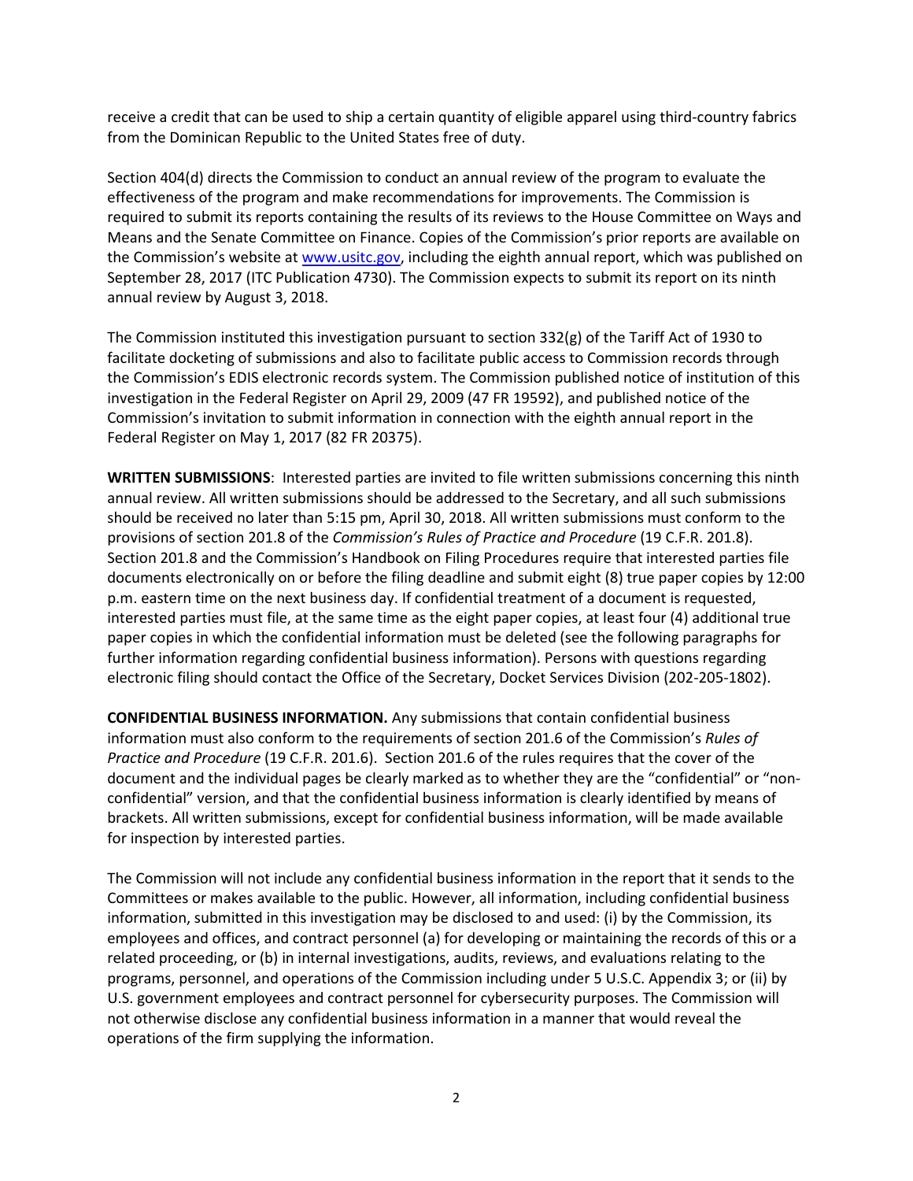receive a credit that can be used to ship a certain quantity of eligible apparel using third-country fabrics from the Dominican Republic to the United States free of duty.

Section 404(d) directs the Commission to conduct an annual review of the program to evaluate the effectiveness of the program and make recommendations for improvements. The Commission is required to submit its reports containing the results of its reviews to the House Committee on Ways and Means and the Senate Committee on Finance. Copies of the Commission's prior reports are available on the Commission's website at www.usitc.gov, including the eighth annual report, which was published on September 28, 2017 (ITC Publication 4730). The Commission expects to submit its report on its ninth annual review by August 3, 2018.

The Commission instituted this investigation pursuant to section 332(g) of the Tariff Act of 1930 to facilitate docketing of submissions and also to facilitate public access to Commission records through the Commission's EDIS electronic records system. The Commission published notice of institution of this investigation in the Federal Register on April 29, 2009 (47 FR 19592), and published notice of the Commission's invitation to submit information in connection with the eighth annual report in the Federal Register on May 1, 2017 (82 FR 20375).

**WRITTEN SUBMISSIONS**: Interested parties are invited to file written submissions concerning this ninth annual review. All written submissions should be addressed to the Secretary, and all such submissions should be received no later than 5:15 pm, April 30, 2018. All written submissions must conform to the provisions of section 201.8 of the *Commission's Rules of Practice and Procedure* (19 C.F.R. 201.8). Section 201.8 and the Commission's Handbook on Filing Procedures require that interested parties file documents electronically on or before the filing deadline and submit eight (8) true paper copies by 12:00 p.m. eastern time on the next business day. If confidential treatment of a document is requested, interested parties must file, at the same time as the eight paper copies, at least four (4) additional true paper copies in which the confidential information must be deleted (see the following paragraphs for further information regarding confidential business information). Persons with questions regarding electronic filing should contact the Office of the Secretary, Docket Services Division (202-205-1802).

**CONFIDENTIAL BUSINESS INFORMATION.** Any submissions that contain confidential business information must also conform to the requirements of section 201.6 of the Commission's *Rules of Practice and Procedure* (19 C.F.R. 201.6). Section 201.6 of the rules requires that the cover of the document and the individual pages be clearly marked as to whether they are the "confidential" or "non-confidential" version, and that the confidential business information is clearly identified by means of brackets. All written submissions, except for confidential business information, will be made available for inspection by interested parties.

The Commission will not include any confidential business information in the report that it sends to the Committees or makes available to the public. However, all information, including confidential business information, submitted in this investigation may be disclosed to and used: (i) by the Commission, its employees and offices, and contract personnel (a) for developing or maintaining the records of this or a related proceeding, or (b) in internal investigations, audits, reviews, and evaluations relating to the programs, personnel, and operations of the Commission including under 5 U.S.C. Appendix 3; or (ii) by U.S. government employees and contract personnel for cybersecurity purposes. The Commission will not otherwise disclose any confidential business information in a manner that would reveal the operations of the firm supplying the information.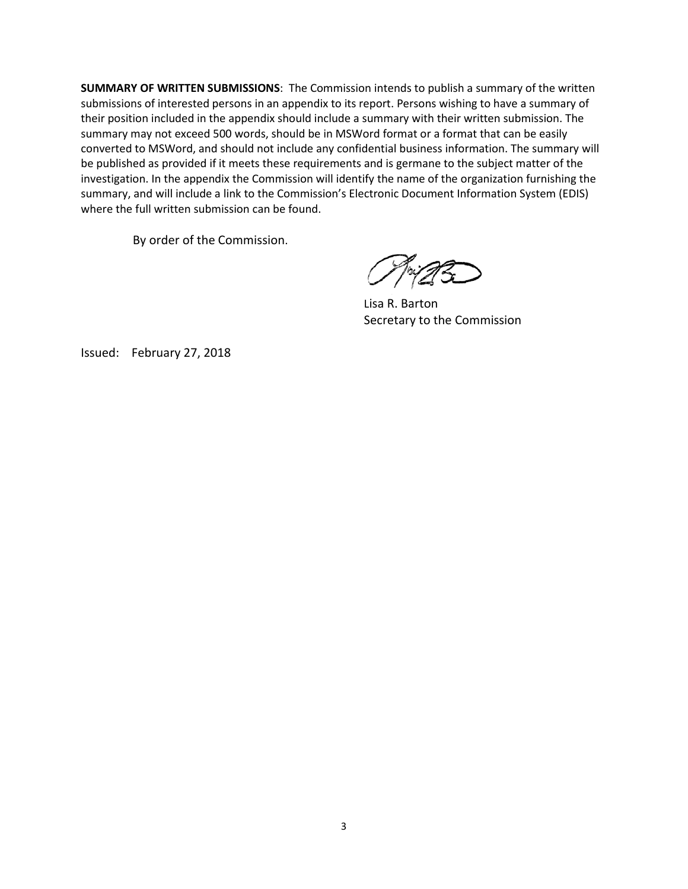**SUMMARY OF WRITTEN SUBMISSIONS**: The Commission intends to publish a summary of the written submissions of interested persons in an appendix to its report. Persons wishing to have a summary of their position included in the appendix should include a summary with their written submission. The summary may not exceed 500 words, should be in MSWord format or a format that can be easily converted to MSWord, and should not include any confidential business information. The summary will be published as provided if it meets these requirements and is germane to the subject matter of the investigation. In the appendix the Commission will identify the name of the organization furnishing the summary, and will include a link to the Commission's Electronic Document Information System (EDIS) where the full written submission can be found.

By order of the Commission.

Lisa R. Barton
Secretary to the Commission

Issued: February 27, 2018